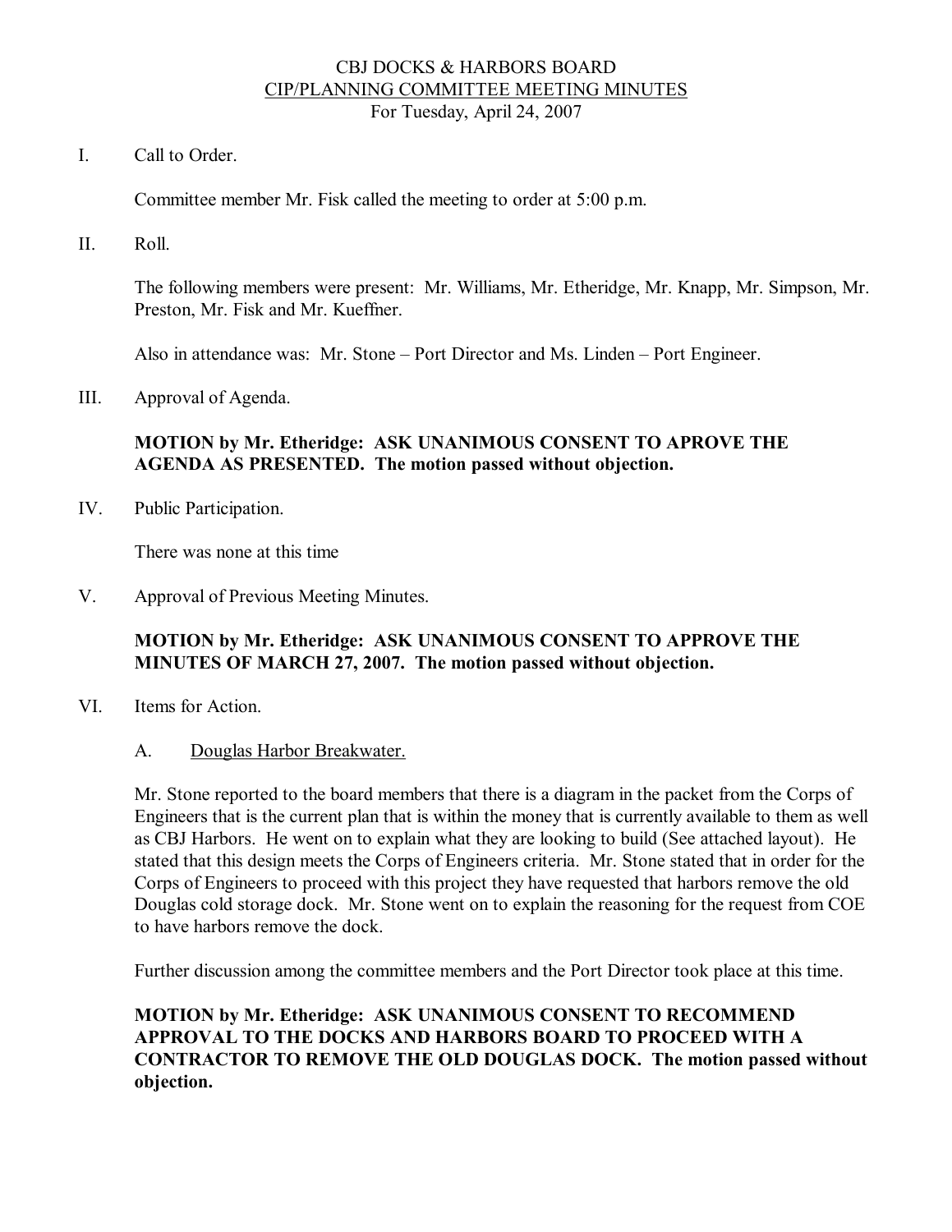# CBJ DOCKS & HARBORS BOARD
## CIP/PLANNING COMMITTEE MEETING MINUTES
For Tuesday, April 24, 2007

I. Call to Order.

Committee member Mr. Fisk called the meeting to order at 5:00 p.m.

II. Roll.

The following members were present: Mr. Williams, Mr. Etheridge, Mr. Knapp, Mr. Simpson, Mr. Preston, Mr. Fisk and Mr. Kueffner.

Also in attendance was: Mr. Stone – Port Director and Ms. Linden – Port Engineer.

III. Approval of Agenda.

**MOTION by Mr. Etheridge: ASK UNANIMOUS CONSENT TO APROVE THE AGENDA AS PRESENTED. The motion passed without objection.**

IV. Public Participation.

There was none at this time

V. Approval of Previous Meeting Minutes.

**MOTION by Mr. Etheridge: ASK UNANIMOUS CONSENT TO APPROVE THE MINUTES OF MARCH 27, 2007. The motion passed without objection.**

VI. Items for Action.

A. Douglas Harbor Breakwater.

Mr. Stone reported to the board members that there is a diagram in the packet from the Corps of Engineers that is the current plan that is within the money that is currently available to them as well as CBJ Harbors. He went on to explain what they are looking to build (See attached layout). He stated that this design meets the Corps of Engineers criteria. Mr. Stone stated that in order for the Corps of Engineers to proceed with this project they have requested that harbors remove the old Douglas cold storage dock. Mr. Stone went on to explain the reasoning for the request from COE to have harbors remove the dock.

Further discussion among the committee members and the Port Director took place at this time.

**MOTION by Mr. Etheridge: ASK UNANIMOUS CONSENT TO RECOMMEND APPROVAL TO THE DOCKS AND HARBORS BOARD TO PROCEED WITH A CONTRACTOR TO REMOVE THE OLD DOUGLAS DOCK. The motion passed without objection.**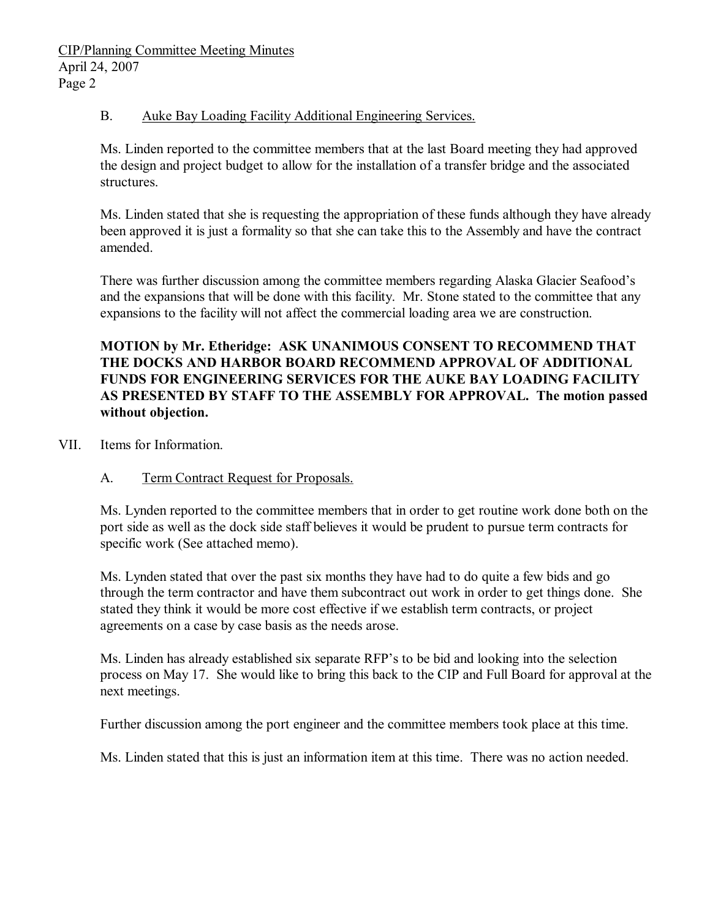B. Auke Bay Loading Facility Additional Engineering Services.

Ms. Linden reported to the committee members that at the last Board meeting they had approved the design and project budget to allow for the installation of a transfer bridge and the associated structures.

Ms. Linden stated that she is requesting the appropriation of these funds although they have already been approved it is just a formality so that she can take this to the Assembly and have the contract amended.

There was further discussion among the committee members regarding Alaska Glacier Seafood's and the expansions that will be done with this facility. Mr. Stone stated to the committee that any expansions to the facility will not affect the commercial loading area we are construction.

**MOTION by Mr. Etheridge: ASK UNANIMOUS CONSENT TO RECOMMEND THAT THE DOCKS AND HARBOR BOARD RECOMMEND APPROVAL OF ADDITIONAL FUNDS FOR ENGINEERING SERVICES FOR THE AUKE BAY LOADING FACILITY AS PRESENTED BY STAFF TO THE ASSEMBLY FOR APPROVAL. The motion passed without objection.**

VII. Items for Information.

A. Term Contract Request for Proposals.

Ms. Lynden reported to the committee members that in order to get routine work done both on the port side as well as the dock side staff believes it would be prudent to pursue term contracts for specific work (See attached memo).

Ms. Lynden stated that over the past six months they have had to do quite a few bids and go through the term contractor and have them subcontract out work in order to get things done. She stated they think it would be more cost effective if we establish term contracts, or project agreements on a case by case basis as the needs arose.

Ms. Linden has already established six separate RFP's to be bid and looking into the selection process on May 17. She would like to bring this back to the CIP and Full Board for approval at the next meetings.

Further discussion among the port engineer and the committee members took place at this time.

Ms. Linden stated that this is just an information item at this time. There was no action needed.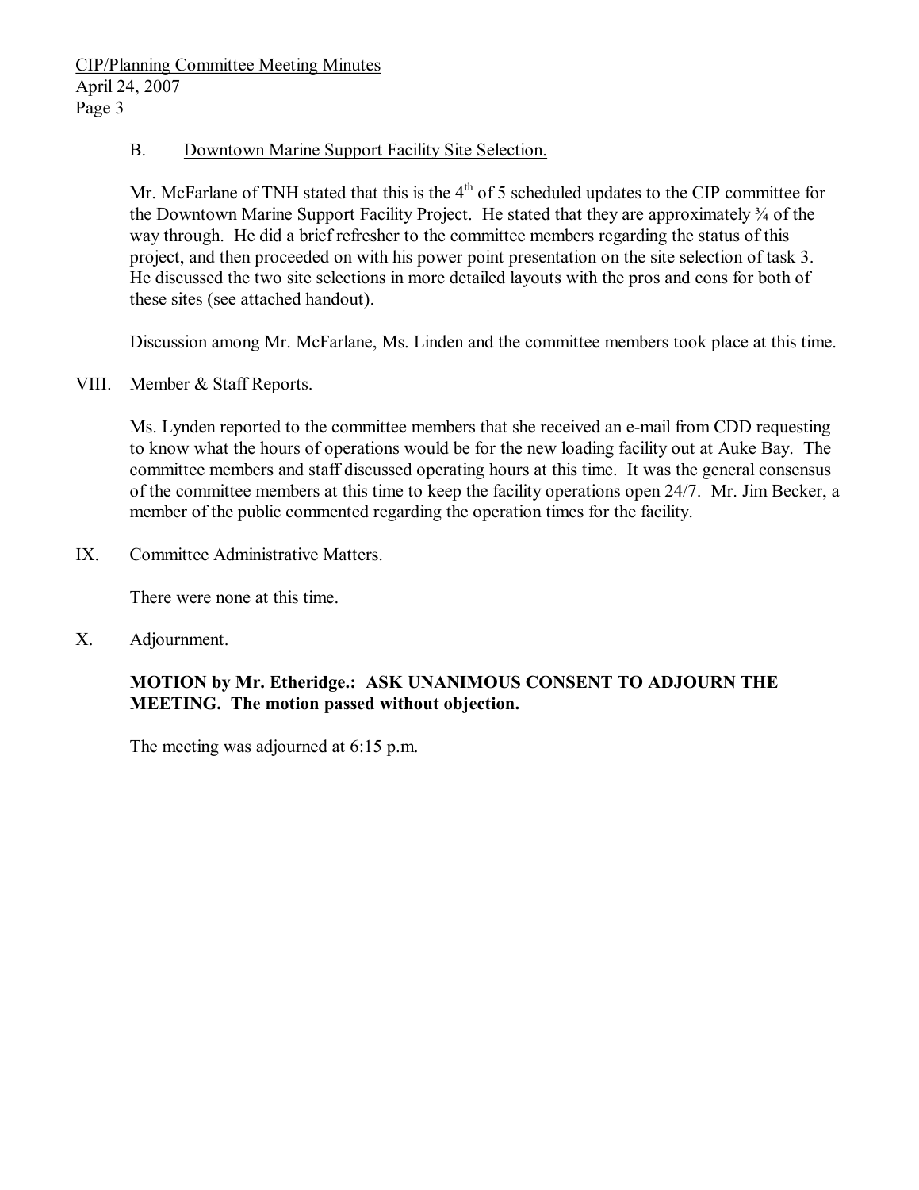B. Downtown Marine Support Facility Site Selection.

Mr. McFarlane of TNH stated that this is the 4th of 5 scheduled updates to the CIP committee for the Downtown Marine Support Facility Project. He stated that they are approximately ¾ of the way through. He did a brief refresher to the committee members regarding the status of this project, and then proceeded on with his power point presentation on the site selection of task 3. He discussed the two site selections in more detailed layouts with the pros and cons for both of these sites (see attached handout).

Discussion among Mr. McFarlane, Ms. Linden and the committee members took place at this time.

VIII. Member & Staff Reports.

Ms. Lynden reported to the committee members that she received an e-mail from CDD requesting to know what the hours of operations would be for the new loading facility out at Auke Bay. The committee members and staff discussed operating hours at this time. It was the general consensus of the committee members at this time to keep the facility operations open 24/7. Mr. Jim Becker, a member of the public commented regarding the operation times for the facility.

IX. Committee Administrative Matters.

There were none at this time.

X. Adjournment.

**MOTION by Mr. Etheridge.: ASK UNANIMOUS CONSENT TO ADJOURN THE MEETING. The motion passed without objection.**

The meeting was adjourned at 6:15 p.m.